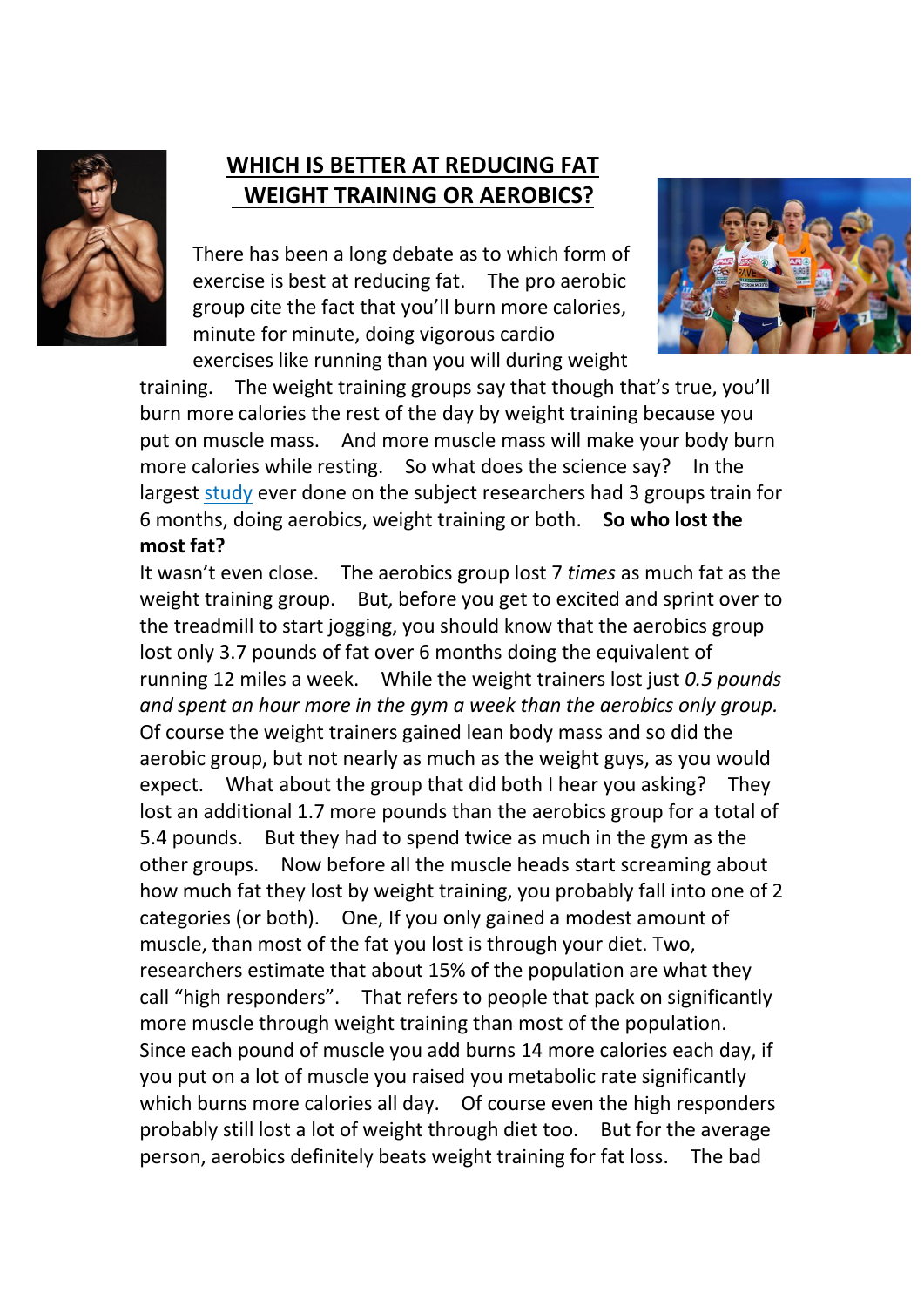# WHICH IS BETTER AT REDUCING FAT WEIGHT TRAINING OR AEROBICS?

There has been a long debate as to which form of exercise is best at reducing fat. The pro aerobic group cite the fact that you'll burn more calories, minute for minute, doing vigorous cardio exercises like running than you will during weight training. The weight training groups say that though that's true, you'll burn more calories the rest of the day by weight training because you put on muscle mass. And more muscle mass will make your body burn more calories while resting. So what does the science say? In the largest study ever done on the subject researchers had 3 groups train for 6 months, doing aerobics, weight training or both. **So who lost the most fat?**

It wasn't even close. The aerobics group lost 7 *times* as much fat as the weight training group. But, before you get to excited and sprint over to the treadmill to start jogging, you should know that the aerobics group lost only 3.7 pounds of fat over 6 months doing the equivalent of running 12 miles a week. While the weight trainers lost just *0.5 pounds and spent an hour more in the gym a week than the aerobics only group.* Of course the weight trainers gained lean body mass and so did the aerobic group, but not nearly as much as the weight guys, as you would expect. What about the group that did both I hear you asking? They lost an additional 1.7 more pounds than the aerobics group for a total of 5.4 pounds. But they had to spend twice as much in the gym as the other groups. Now before all the muscle heads start screaming about how much fat they lost by weight training, you probably fall into one of 2 categories (or both). One, If you only gained a modest amount of muscle, than most of the fat you lost is through your diet. Two, researchers estimate that about 15% of the population are what they call "high responders". That refers to people that pack on significantly more muscle through weight training than most of the population. Since each pound of muscle you add burns 14 more calories each day, if you put on a lot of muscle you raised you metabolic rate significantly which burns more calories all day. Of course even the high responders probably still lost a lot of weight through diet too. But for the average person, aerobics definitely beats weight training for fat loss. The bad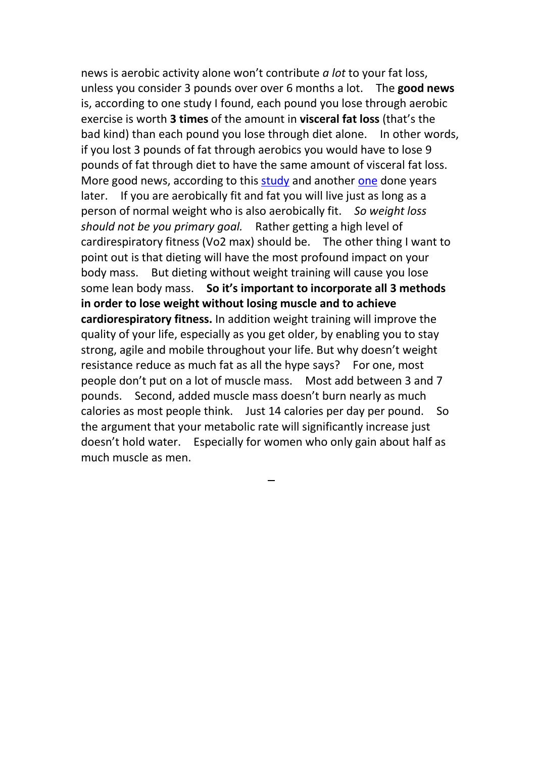news is aerobic activity alone won't contribute *a lot* to your fat loss, unless you consider 3 pounds over over 6 months a lot.  The **good news** is, according to one study I found, each pound you lose through aerobic exercise is worth **3 times** of the amount in **visceral fat loss** (that's the bad kind) than each pound you lose through diet alone.  In other words, if you lost 3 pounds of fat through aerobics you would have to lose 9 pounds of fat through diet to have the same amount of visceral fat loss.  More good news, according to this study and another one done years later.  If you are aerobically fit and fat you will live just as long as a person of normal weight who is also aerobically fit.  *So weight loss should not be you primary goal.*  Rather getting a high level of cardirespiratory fitness (Vo2 max) should be.  The other thing I want to point out is that dieting will have the most profound impact on your body mass.  But dieting without weight training will cause you lose some lean body mass.  **So it's important to incorporate all 3 methods in order to lose weight without losing muscle and to achieve cardiorespiratory fitness.** In addition weight training will improve the quality of your life, especially as you get older, by enabling you to stay strong, agile and mobile throughout your life. But why doesn't weight resistance reduce as much fat as all the hype says?  For one, most people don't put on a lot of muscle mass.  Most add between 3 and 7 pounds.  Second, added muscle mass doesn't burn nearly as much calories as most people think.  Just 14 calories per day per pound.  So the argument that your metabolic rate will significantly increase just doesn't hold water.  Especially for women who only gain about half as much muscle as men.